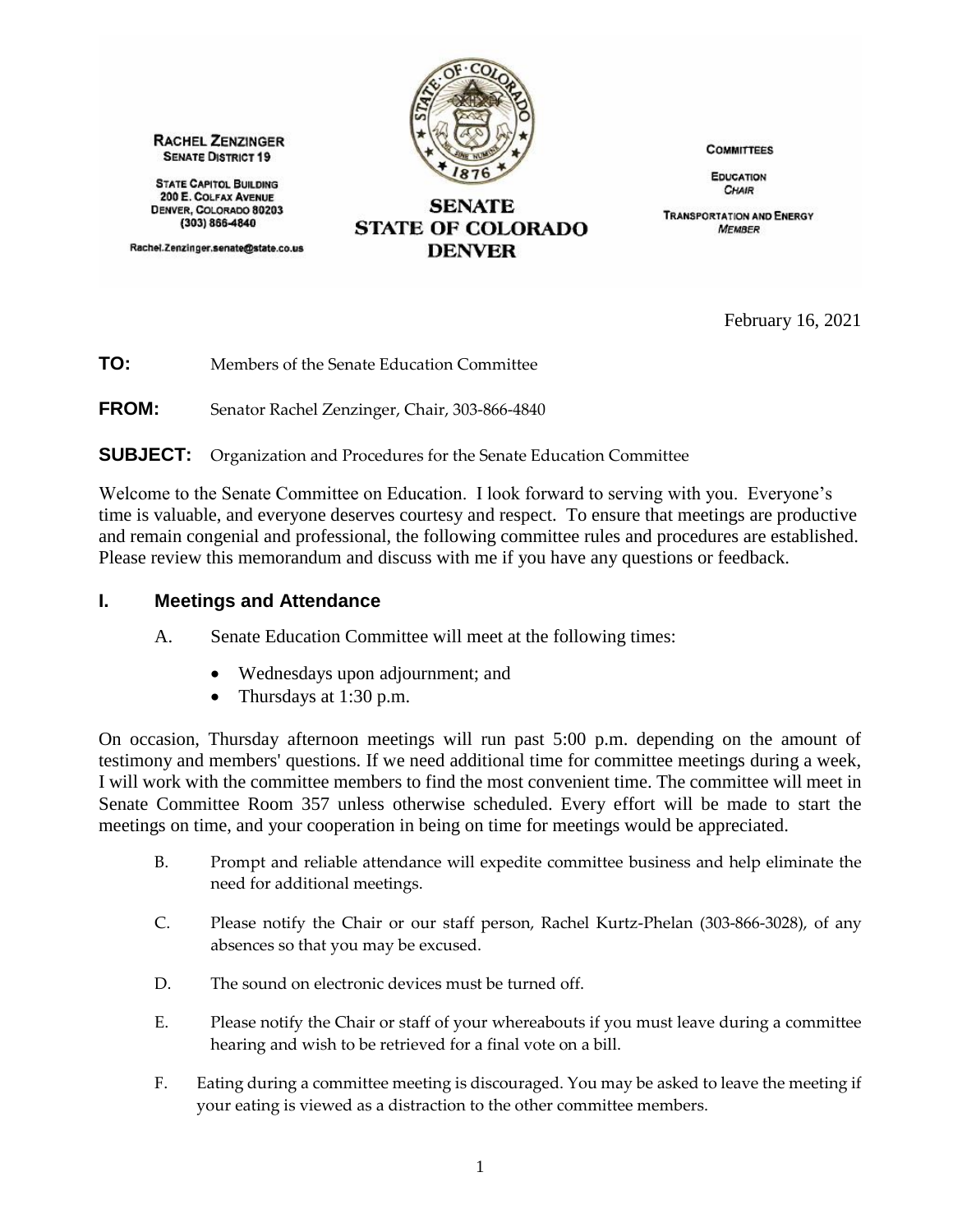**RACHEL ZENZINGER**
**SENATE DISTRICT 19**

STATE CAPITOL BUILDING
200 E. COLFAX AVENUE
DENVER, COLORADO 80203
(303) 866-4840

Rachel.Zenzinger.senate@state.co.us

**SENATE**
**STATE OF COLORADO**
**DENVER**

**COMMITTEES**

EDUCATION
*CHAIR*

TRANSPORTATION AND ENERGY
*MEMBER*

February 16, 2021

**TO:** Members of the Senate Education Committee

**FROM:** Senator Rachel Zenzinger, Chair, 303-866-4840

**SUBJECT:** Organization and Procedures for the Senate Education Committee

Welcome to the Senate Committee on Education. I look forward to serving with you. Everyone's time is valuable, and everyone deserves courtesy and respect. To ensure that meetings are productive and remain congenial and professional, the following committee rules and procedures are established. Please review this memorandum and discuss with me if you have any questions or feedback.

## I. Meetings and Attendance

A. Senate Education Committee will meet at the following times:

- Wednesdays upon adjournment; and
- Thursdays at 1:30 p.m.

On occasion, Thursday afternoon meetings will run past 5:00 p.m. depending on the amount of testimony and members' questions. If we need additional time for committee meetings during a week, I will work with the committee members to find the most convenient time. The committee will meet in Senate Committee Room 357 unless otherwise scheduled. Every effort will be made to start the meetings on time, and your cooperation in being on time for meetings would be appreciated.

B. Prompt and reliable attendance will expedite committee business and help eliminate the need for additional meetings.

C. Please notify the Chair or our staff person, Rachel Kurtz-Phelan (303-866-3028), of any absences so that you may be excused.

D. The sound on electronic devices must be turned off.

E. Please notify the Chair or staff of your whereabouts if you must leave during a committee hearing and wish to be retrieved for a final vote on a bill.

F. Eating during a committee meeting is discouraged. You may be asked to leave the meeting if your eating is viewed as a distraction to the other committee members.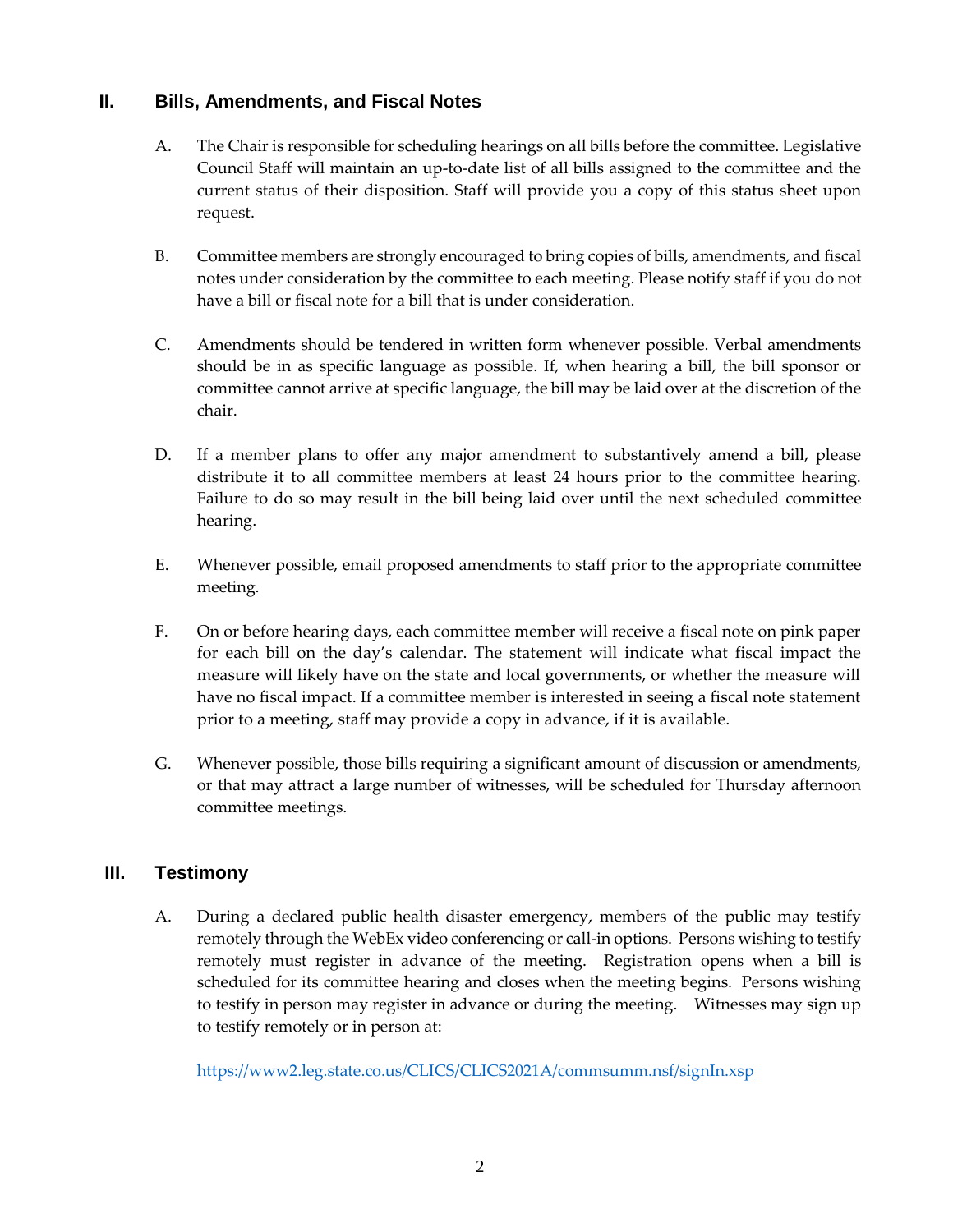## II. Bills, Amendments, and Fiscal Notes

A. The Chair is responsible for scheduling hearings on all bills before the committee. Legislative Council Staff will maintain an up-to-date list of all bills assigned to the committee and the current status of their disposition. Staff will provide you a copy of this status sheet upon request.

B. Committee members are strongly encouraged to bring copies of bills, amendments, and fiscal notes under consideration by the committee to each meeting. Please notify staff if you do not have a bill or fiscal note for a bill that is under consideration.

C. Amendments should be tendered in written form whenever possible. Verbal amendments should be in as specific language as possible. If, when hearing a bill, the bill sponsor or committee cannot arrive at specific language, the bill may be laid over at the discretion of the chair.

D. If a member plans to offer any major amendment to substantively amend a bill, please distribute it to all committee members at least 24 hours prior to the committee hearing. Failure to do so may result in the bill being laid over until the next scheduled committee hearing.

E. Whenever possible, email proposed amendments to staff prior to the appropriate committee meeting.

F. On or before hearing days, each committee member will receive a fiscal note on pink paper for each bill on the day's calendar. The statement will indicate what fiscal impact the measure will likely have on the state and local governments, or whether the measure will have no fiscal impact. If a committee member is interested in seeing a fiscal note statement prior to a meeting, staff may provide a copy in advance, if it is available.

G. Whenever possible, those bills requiring a significant amount of discussion or amendments, or that may attract a large number of witnesses, will be scheduled for Thursday afternoon committee meetings.

## III. Testimony

A. During a declared public health disaster emergency, members of the public may testify remotely through the WebEx video conferencing or call-in options. Persons wishing to testify remotely must register in advance of the meeting. Registration opens when a bill is scheduled for its committee hearing and closes when the meeting begins. Persons wishing to testify in person may register in advance or during the meeting. Witnesses may sign up to testify remotely or in person at:

[https://www2.leg.state.co.us/CLICS/CLICS2021A/commsumm.nsf/signIn.xsp](https://www2.leg.state.co.us/CLICS/CLICS2021A/commsumm.nsf/signIn.xsp)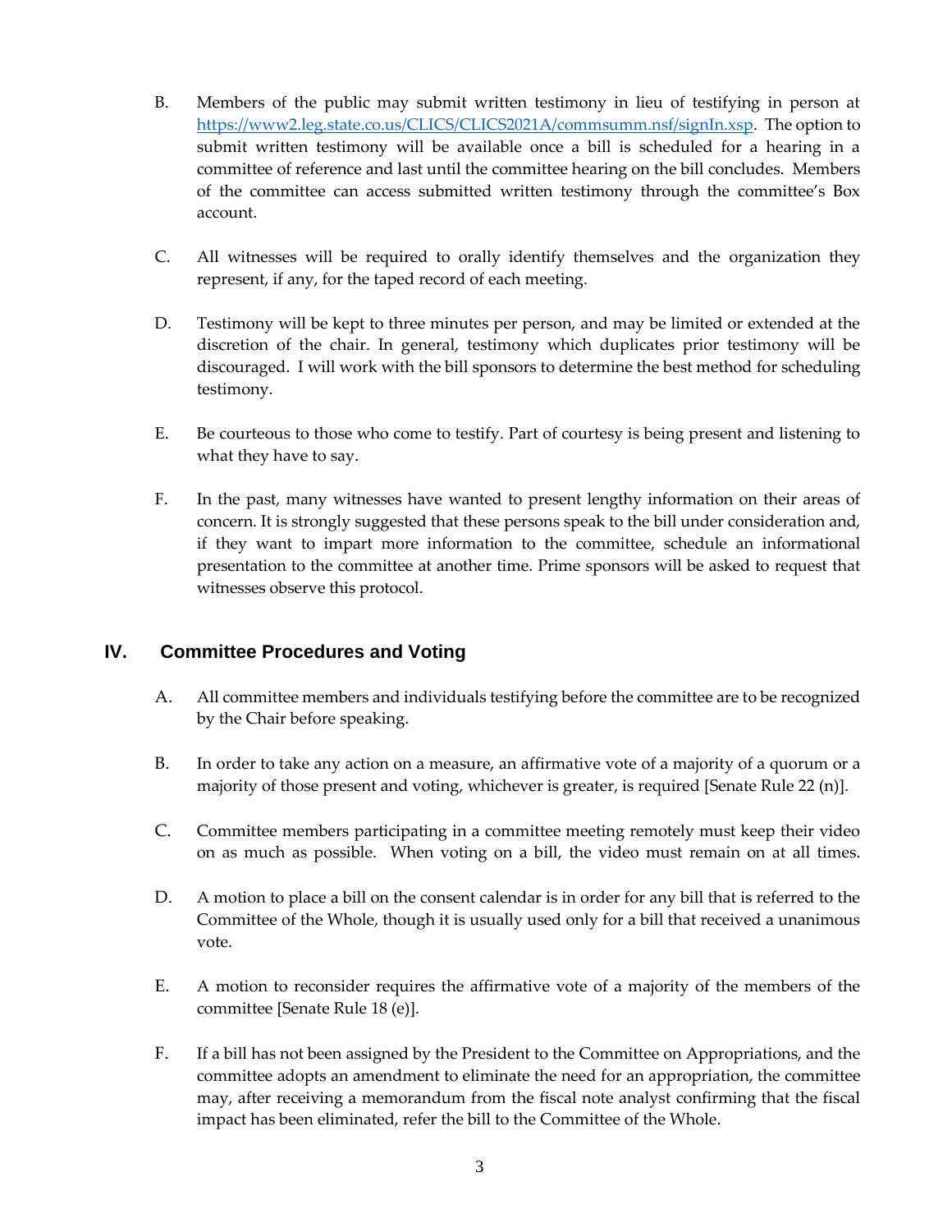B. Members of the public may submit written testimony in lieu of testifying in person at [https://www2.leg.state.co.us/CLICS/CLICS2021A/commsumm.nsf/signIn.xsp](https://www2.leg.state.co.us/CLICS/CLICS2021A/commsumm.nsf/signIn.xsp). The option to submit written testimony will be available once a bill is scheduled for a hearing in a committee of reference and last until the committee hearing on the bill concludes. Members of the committee can access submitted written testimony through the committee's Box account.

C. All witnesses will be required to orally identify themselves and the organization they represent, if any, for the taped record of each meeting.

D. Testimony will be kept to three minutes per person, and may be limited or extended at the discretion of the chair. In general, testimony which duplicates prior testimony will be discouraged. I will work with the bill sponsors to determine the best method for scheduling testimony.

E. Be courteous to those who come to testify. Part of courtesy is being present and listening to what they have to say.

F. In the past, many witnesses have wanted to present lengthy information on their areas of concern. It is strongly suggested that these persons speak to the bill under consideration and, if they want to impart more information to the committee, schedule an informational presentation to the committee at another time. Prime sponsors will be asked to request that witnesses observe this protocol.

## IV. Committee Procedures and Voting

A. All committee members and individuals testifying before the committee are to be recognized by the Chair before speaking.

B. In order to take any action on a measure, an affirmative vote of a majority of a quorum or a majority of those present and voting, whichever is greater, is required [Senate Rule 22 (n)].

C. Committee members participating in a committee meeting remotely must keep their video on as much as possible. When voting on a bill, the video must remain on at all times.

D. A motion to place a bill on the consent calendar is in order for any bill that is referred to the Committee of the Whole, though it is usually used only for a bill that received a unanimous vote.

E. A motion to reconsider requires the affirmative vote of a majority of the members of the committee [Senate Rule 18 (e)].

F. If a bill has not been assigned by the President to the Committee on Appropriations, and the committee adopts an amendment to eliminate the need for an appropriation, the committee may, after receiving a memorandum from the fiscal note analyst confirming that the fiscal impact has been eliminated, refer the bill to the Committee of the Whole.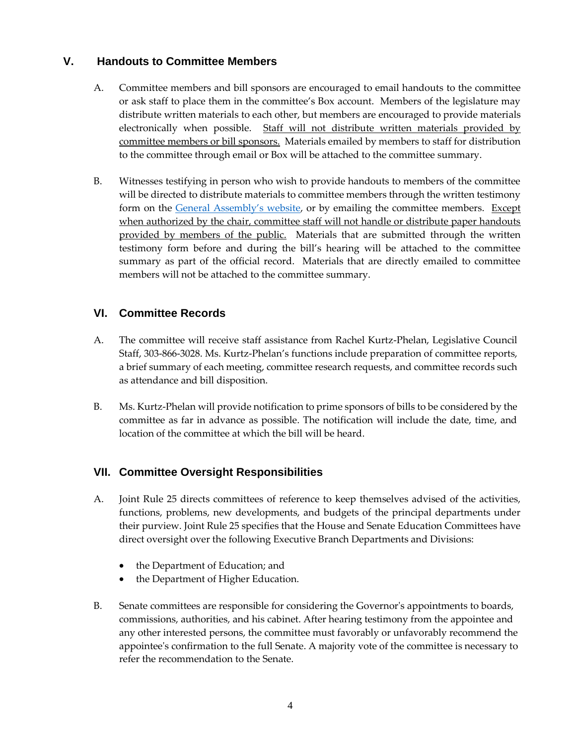## V. Handouts to Committee Members

A. Committee members and bill sponsors are encouraged to email handouts to the committee or ask staff to place them in the committee's Box account. Members of the legislature may distribute written materials to each other, but members are encouraged to provide materials electronically when possible. <u>Staff will not distribute written materials provided by committee members or bill sponsors.</u> Materials emailed by members to staff for distribution to the committee through email or Box will be attached to the committee summary.

B. Witnesses testifying in person who wish to provide handouts to members of the committee will be directed to distribute materials to committee members through the written testimony form on the [General Assembly's website](), or by emailing the committee members. <u>Except when authorized by the chair, committee staff will not handle or distribute paper handouts provided by members of the public.</u> Materials that are submitted through the written testimony form before and during the bill's hearing will be attached to the committee summary as part of the official record. Materials that are directly emailed to committee members will not be attached to the committee summary.

## VI. Committee Records

A. The committee will receive staff assistance from Rachel Kurtz-Phelan, Legislative Council Staff, 303-866-3028. Ms. Kurtz-Phelan's functions include preparation of committee reports, a brief summary of each meeting, committee research requests, and committee records such as attendance and bill disposition.

B. Ms. Kurtz-Phelan will provide notification to prime sponsors of bills to be considered by the committee as far in advance as possible. The notification will include the date, time, and location of the committee at which the bill will be heard.

## VII. Committee Oversight Responsibilities

A. Joint Rule 25 directs committees of reference to keep themselves advised of the activities, functions, problems, new developments, and budgets of the principal departments under their purview. Joint Rule 25 specifies that the House and Senate Education Committees have direct oversight over the following Executive Branch Departments and Divisions:

- the Department of Education; and
- the Department of Higher Education.

B. Senate committees are responsible for considering the Governor's appointments to boards, commissions, authorities, and his cabinet. After hearing testimony from the appointee and any other interested persons, the committee must favorably or unfavorably recommend the appointee's confirmation to the full Senate. A majority vote of the committee is necessary to refer the recommendation to the Senate.